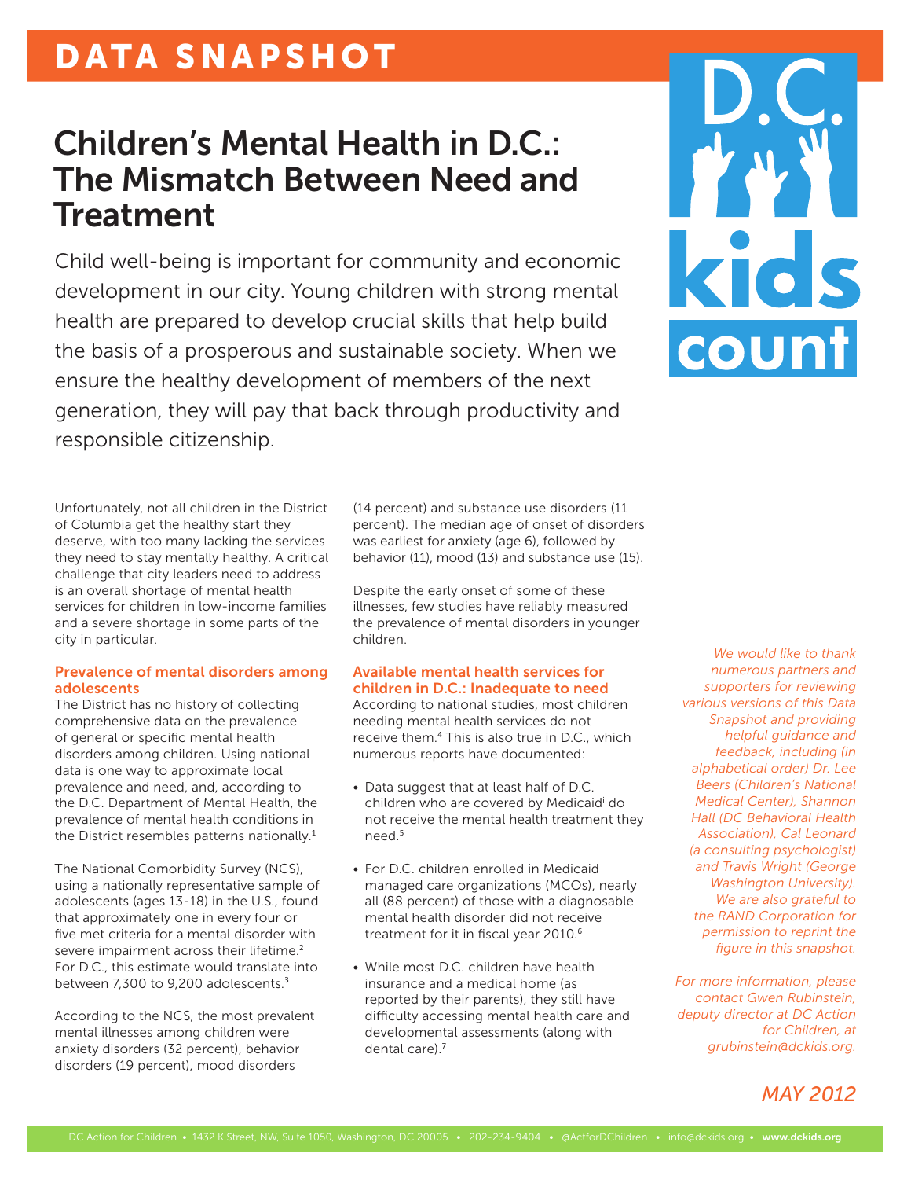# DATA SNAPSHOT

## Children's Mental Health in D.C.: The Mismatch Between Need and Treatment

Child well-being is important for community and economic development in our city. Young children with strong mental health are prepared to develop crucial skills that help build the basis of a prosperous and sustainable society. When we ensure the healthy development of members of the next generation, they will pay that back through productivity and responsible citizenship.

Unfortunately, not all children in the District of Columbia get the healthy start they deserve, with too many lacking the services they need to stay mentally healthy. A critical challenge that city leaders need to address is an overall shortage of mental health services for children in low-income families and a severe shortage in some parts of the city in particular.

### Prevalence of mental disorders among adolescents

The District has no history of collecting comprehensive data on the prevalence of general or specific mental health disorders among children. Using national data is one way to approximate local prevalence and need, and, according to the D.C. Department of Mental Health, the prevalence of mental health conditions in the District resembles patterns nationally.[1]

The National Comorbidity Survey (NCS), using a nationally representative sample of adolescents (ages 13-18) in the U.S., found that approximately one in every four or five met criteria for a mental disorder with severe impairment across their lifetime.[2] For D.C., this estimate would translate into between 7,300 to 9,200 adolescents.[3]

According to the NCS, the most prevalent mental illnesses among children were anxiety disorders (32 percent), behavior disorders (19 percent), mood disorders (14 percent) and substance use disorders (11 percent). The median age of onset of disorders was earliest for anxiety (age 6), followed by behavior (11), mood (13) and substance use (15).

Despite the early onset of some of these illnesses, few studies have reliably measured the prevalence of mental disorders in younger children.

### Available mental health services for children in D.C.: Inadequate to need

According to national studies, most children needing mental health services do not receive them.[4] This is also true in D.C., which numerous reports have documented:

- Data suggest that at least half of D.C. children who are covered by Medicaid[i] do not receive the mental health treatment they need.[5]
- For D.C. children enrolled in Medicaid managed care organizations (MCOs), nearly all (88 percent) of those with a diagnosable mental health disorder did not receive treatment for it in fiscal year 2010.[6]
- While most D.C. children have health insurance and a medical home (as reported by their parents), they still have difficulty accessing mental health care and developmental assessments (along with dental care).[7]

*We would like to thank numerous partners and supporters for reviewing various versions of this Data Snapshot and providing helpful guidance and feedback, including (in alphabetical order) Dr. Lee Beers (Children's National Medical Center), Shannon Hall (DC Behavioral Health Association), Cal Leonard (a consulting psychologist) and Travis Wright (George Washington University). We are also grateful to the RAND Corporation for permission to reprint the figure in this snapshot.*

*For more information, please contact Gwen Rubinstein, deputy director at DC Action for Children, at grubinstein@dckids.org.*

*MAY 2012*

DC Action for Children • 1432 K Street, NW, Suite 1050, Washington, DC 20005 • 202-234-9404 • @ActforDChildren • info@dckids.org • **www.dckids.org**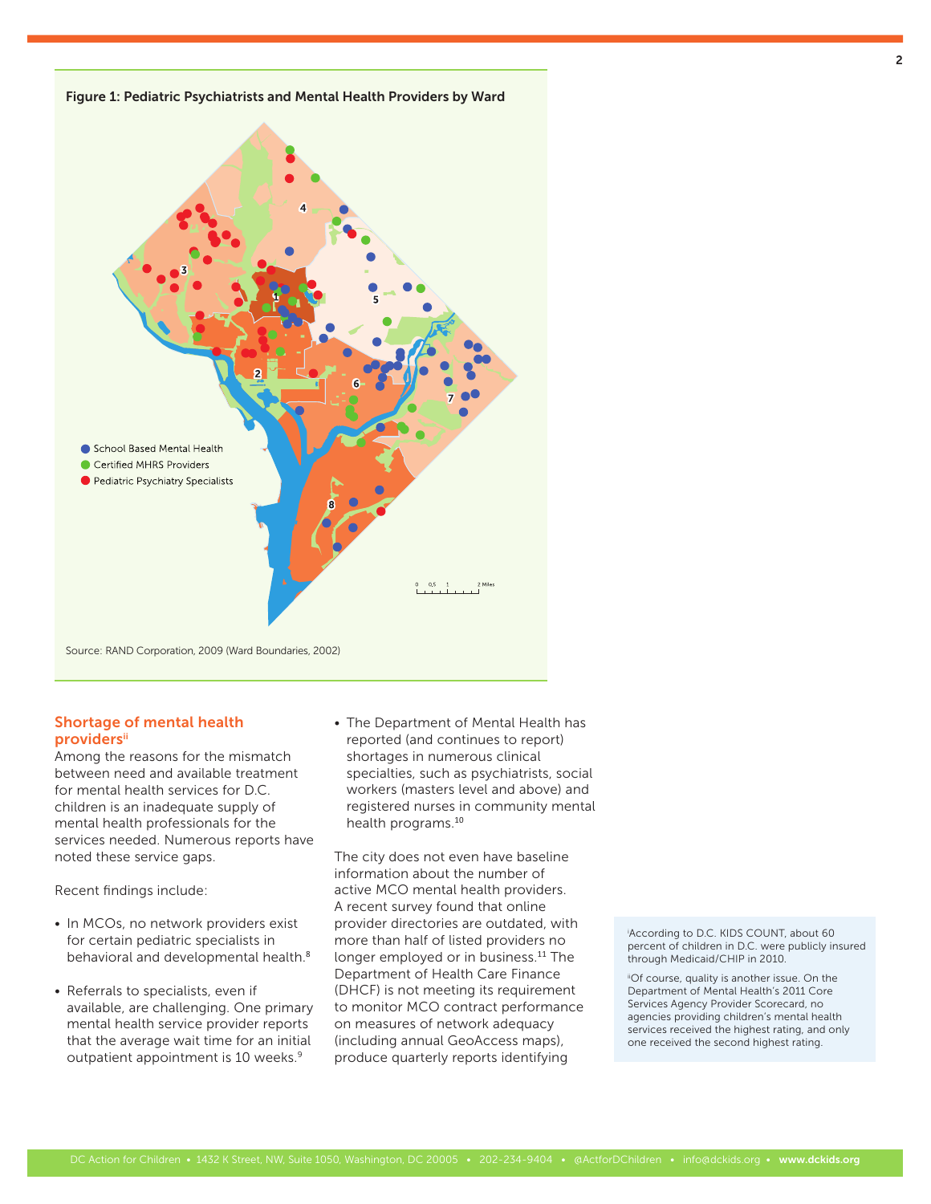**Figure 1: Pediatric Psychiatrists and Mental Health Providers by Ward**

- School Based Mental Health
- Certified MHRS Providers
- Pediatric Psychiatry Specialists

Source: RAND Corporation, 2009 (Ward Boundaries, 2002)

## Shortage of mental health providers[ii]

Among the reasons for the mismatch between need and available treatment for mental health services for D.C. children is an inadequate supply of mental health professionals for the services needed. Numerous reports have noted these service gaps.

Recent findings include:

- In MCOs, no network providers exist for certain pediatric specialists in behavioral and developmental health.[8]
- Referrals to specialists, even if available, are challenging. One primary mental health service provider reports that the average wait time for an initial outpatient appointment is 10 weeks.[9]
- The Department of Mental Health has reported (and continues to report) shortages in numerous clinical specialties, such as psychiatrists, social workers (masters level and above) and registered nurses in community mental health programs.[10]

The city does not even have baseline information about the number of active MCO mental health providers. A recent survey found that online provider directories are outdated, with more than half of listed providers no longer employed or in business.[11] The Department of Health Care Finance (DHCF) is not meeting its requirement to monitor MCO contract performance on measures of network adequacy (including annual GeoAccess maps), produce quarterly reports identifying

[i] According to D.C. KIDS COUNT, about 60 percent of children in D.C. were publicly insured through Medicaid/CHIP in 2010.

[ii] Of course, quality is another issue. On the Department of Mental Health's 2011 Core Services Agency Provider Scorecard, no agencies providing children's mental health services received the highest rating, and only one received the second highest rating.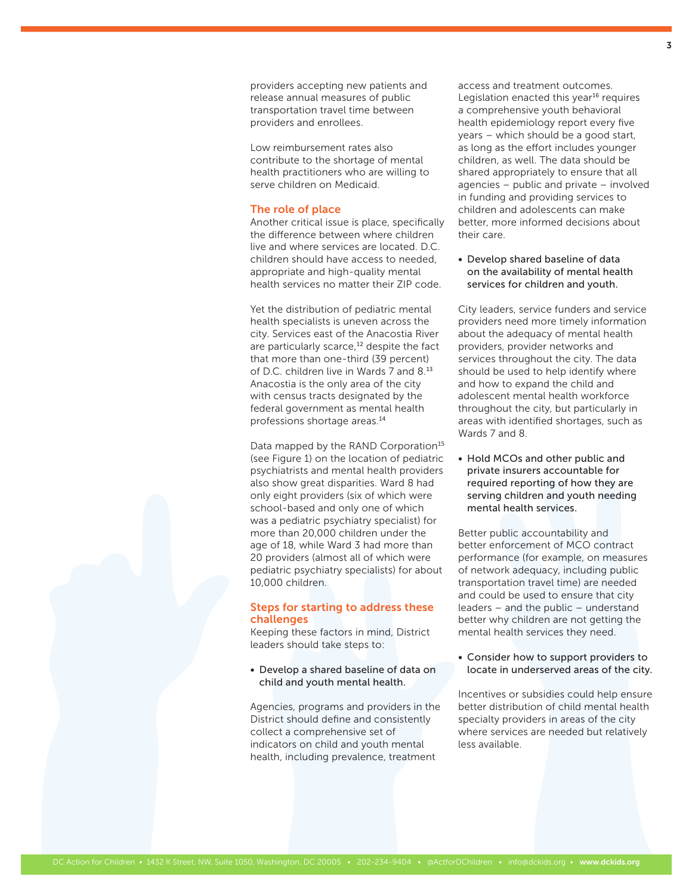providers accepting new patients and release annual measures of public transportation travel time between providers and enrollees.

Low reimbursement rates also contribute to the shortage of mental health practitioners who are willing to serve children on Medicaid.

### The role of place

Another critical issue is place, specifically the difference between where children live and where services are located. D.C. children should have access to needed, appropriate and high-quality mental health services no matter their ZIP code.

Yet the distribution of pediatric mental health specialists is uneven across the city. Services east of the Anacostia River are particularly scarce,[12] despite the fact that more than one-third (39 percent) of D.C. children live in Wards 7 and 8.[13] Anacostia is the only area of the city with census tracts designated by the federal government as mental health professions shortage areas.[14]

Data mapped by the RAND Corporation[15] (see Figure 1) on the location of pediatric psychiatrists and mental health providers also show great disparities. Ward 8 had only eight providers (six of which were school-based and only one of which was a pediatric psychiatry specialist) for more than 20,000 children under the age of 18, while Ward 3 had more than 20 providers (almost all of which were pediatric psychiatry specialists) for about 10,000 children.

### Steps for starting to address these challenges

Keeping these factors in mind, District leaders should take steps to:

- Develop a shared baseline of data on child and youth mental health.

Agencies, programs and providers in the District should define and consistently collect a comprehensive set of indicators on child and youth mental health, including prevalence, treatment access and treatment outcomes. Legislation enacted this year[16] requires a comprehensive youth behavioral health epidemiology report every five years – which should be a good start, as long as the effort includes younger children, as well. The data should be shared appropriately to ensure that all agencies – public and private – involved in funding and providing services to children and adolescents can make better, more informed decisions about their care.

- Develop shared baseline of data on the availability of mental health services for children and youth.

City leaders, service funders and service providers need more timely information about the adequacy of mental health providers, provider networks and services throughout the city. The data should be used to help identify where and how to expand the child and adolescent mental health workforce throughout the city, but particularly in areas with identified shortages, such as Wards 7 and 8.

- Hold MCOs and other public and private insurers accountable for required reporting of how they are serving children and youth needing mental health services.

Better public accountability and better enforcement of MCO contract performance (for example, on measures of network adequacy, including public transportation travel time) are needed and could be used to ensure that city leaders – and the public – understand better why children are not getting the mental health services they need.

- Consider how to support providers to locate in underserved areas of the city.

Incentives or subsidies could help ensure better distribution of child mental health specialty providers in areas of the city where services are needed but relatively less available.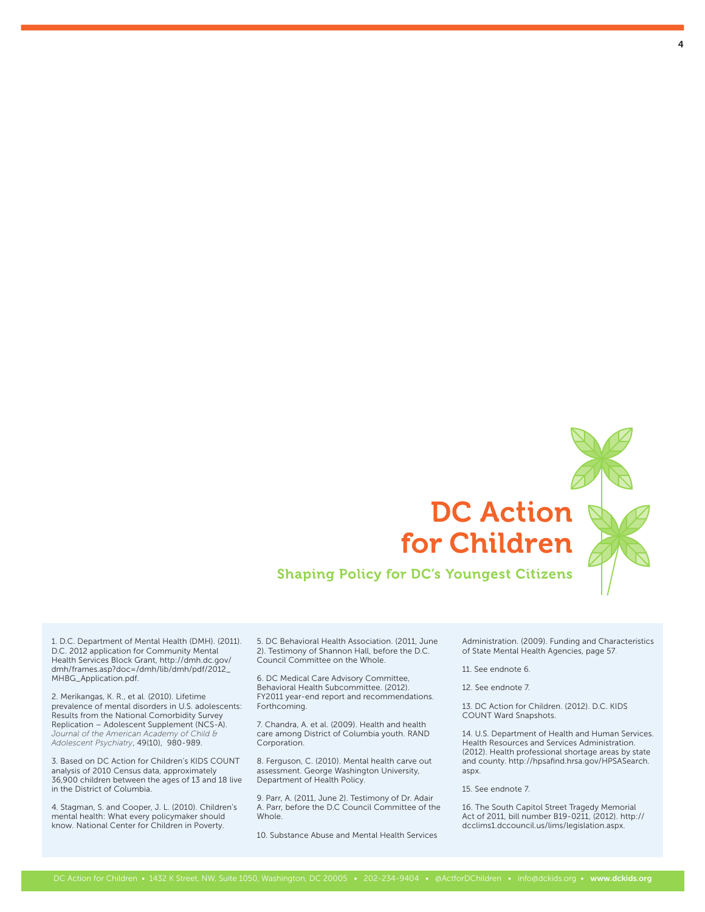# DC Action for Children

Shaping Policy for DC's Youngest Citizens

1. D.C. Department of Mental Health (DMH). (2011). D.C. 2012 application for Community Mental Health Services Block Grant, http://dmh.dc.gov/dmh/frames.asp?doc=/dmh/lib/dmh/pdf/2012_MHBG_Application.pdf.

2. Merikangas, K. R., et al. (2010). Lifetime prevalence of mental disorders in U.S. adolescents: Results from the National Comorbidity Survey Replication – Adolescent Supplement (NCS-A). *Journal of the American Academy of Child & Adolescent Psychiatry*, 49(10), 980-989.

3. Based on DC Action for Children's KIDS COUNT analysis of 2010 Census data, approximately 36,900 children between the ages of 13 and 18 live in the District of Columbia.

4. Stagman, S. and Cooper, J. L. (2010). Children's mental health: What every policymaker should know. National Center for Children in Poverty.

5. DC Behavioral Health Association. (2011, June 2). Testimony of Shannon Hall, before the D.C. Council Committee on the Whole.

6. DC Medical Care Advisory Committee, Behavioral Health Subcommittee. (2012). FY2011 year-end report and recommendations. Forthcoming.

7. Chandra, A. et al. (2009). Health and health care among District of Columbia youth. RAND Corporation.

8. Ferguson, C. (2010). Mental health carve out assessment. George Washington University, Department of Health Policy.

9. Parr, A. (2011, June 2). Testimony of Dr. Adair A. Parr, before the D.C Council Committee of the Whole.

10. Substance Abuse and Mental Health Services Administration. (2009). Funding and Characteristics of State Mental Health Agencies, page 57.

11. See endnote 6.

12. See endnote 7.

13. DC Action for Children. (2012). D.C. KIDS COUNT Ward Snapshots.

14. U.S. Department of Health and Human Services. Health Resources and Services Administration. (2012). Health professional shortage areas by state and county. http://hpsafind.hrsa.gov/HPSASearch.aspx.

15. See endnote 7.

16. The South Capitol Street Tragedy Memorial Act of 2011, bill number B19-0211, (2012). http://dcclims1.dccouncil.us/lims/legislation.aspx.

DC Action for Children • 1432 K Street, NW, Suite 1050, Washington, DC 20005 • 202-234-9404 • @ActforDChildren • info@dckids.org • **www.dckids.org**